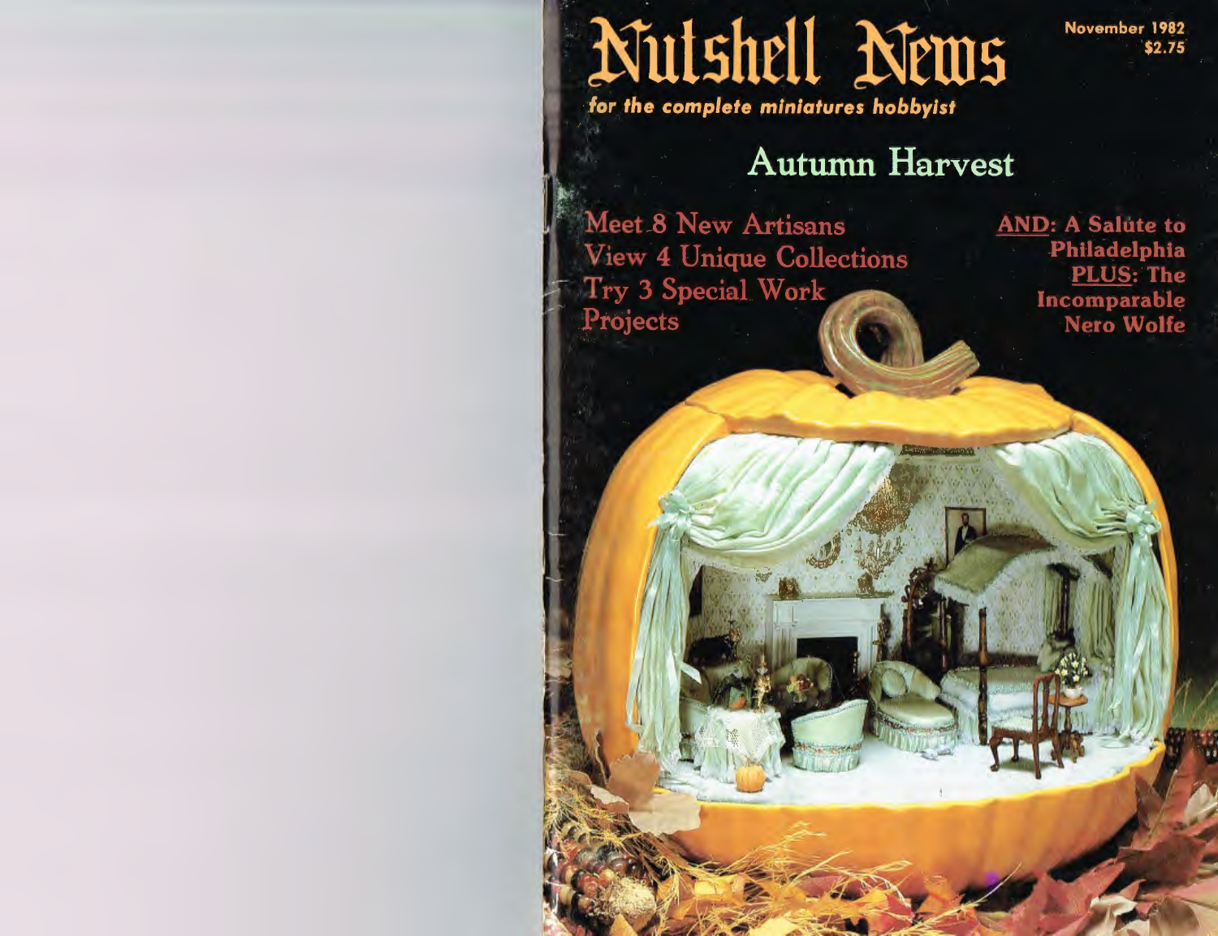# Nutshell News

*for the complete miniatures hobbyist*

November 1982
$2.75

## Autumn Harvest

Meet 8 New Artisans
View 4 Unique Collections
Try 3 Special Work Projects

AND: A Salute to Philadelphia
PLUS: The Incomparable Nero Wolfe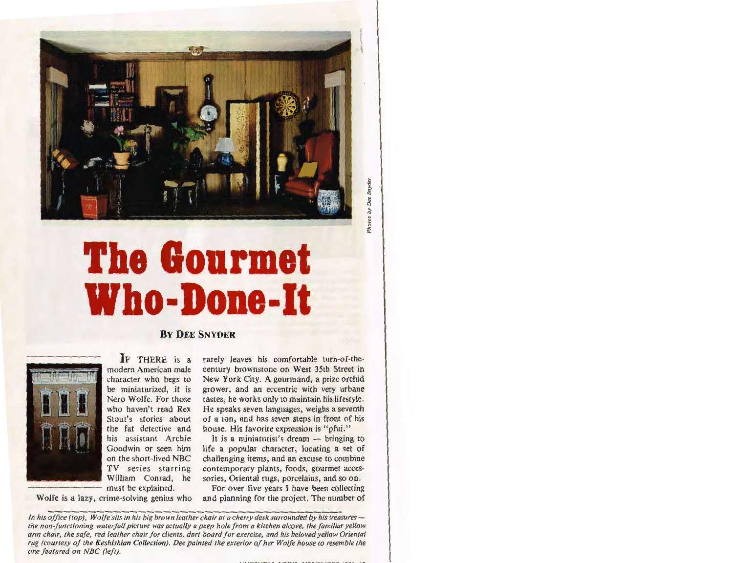# The Gourmet Who-Done-It

**By Dee Snyder**

If there is a modern American male character who begs to be miniaturized, it is Nero Wolfe. For those who haven't read Rex Stout's stories about the fat detective and his assistant Archie Goodwin or seen him on the short-lived NBC TV series starring William Conrad, he must be explained.

Wolfe is a lazy, crime-solving genius who rarely leaves his comfortable turn-of-the-century brownstone on West 35th Street in New York City. A gourmand, a prize orchid grower, and an eccentric with very urbane tastes, he works only to maintain his lifestyle. He speaks seven languages, weighs a seventh of a ton, and has seven steps in front of his house. His favorite expression is "pfui."

It is a miniaturist's dream — bringing to life a popular character, locating a set of challenging items, and an excuse to combine contemporary plants, foods, gourmet accessories, Oriental rugs, porcelains, and so on.

For over five years I have been collecting and planning for the project. The number of

*In his office (top), Wolfe sits in his big brown leather chair at a cherry desk surrounded by his treasures — the non-functioning waterfall picture was actually a peep hole from a kitchen alcove, the familiar yellow arm chair, the safe, red leather chair for clients, dart board for exercise, and his beloved yellow Oriental rug (courtesy of the Keshishian Collection). Dee painted the exterior of her Wolfe house to resemble the one featured on NBC (left).*

*Photos by Dee Snyder*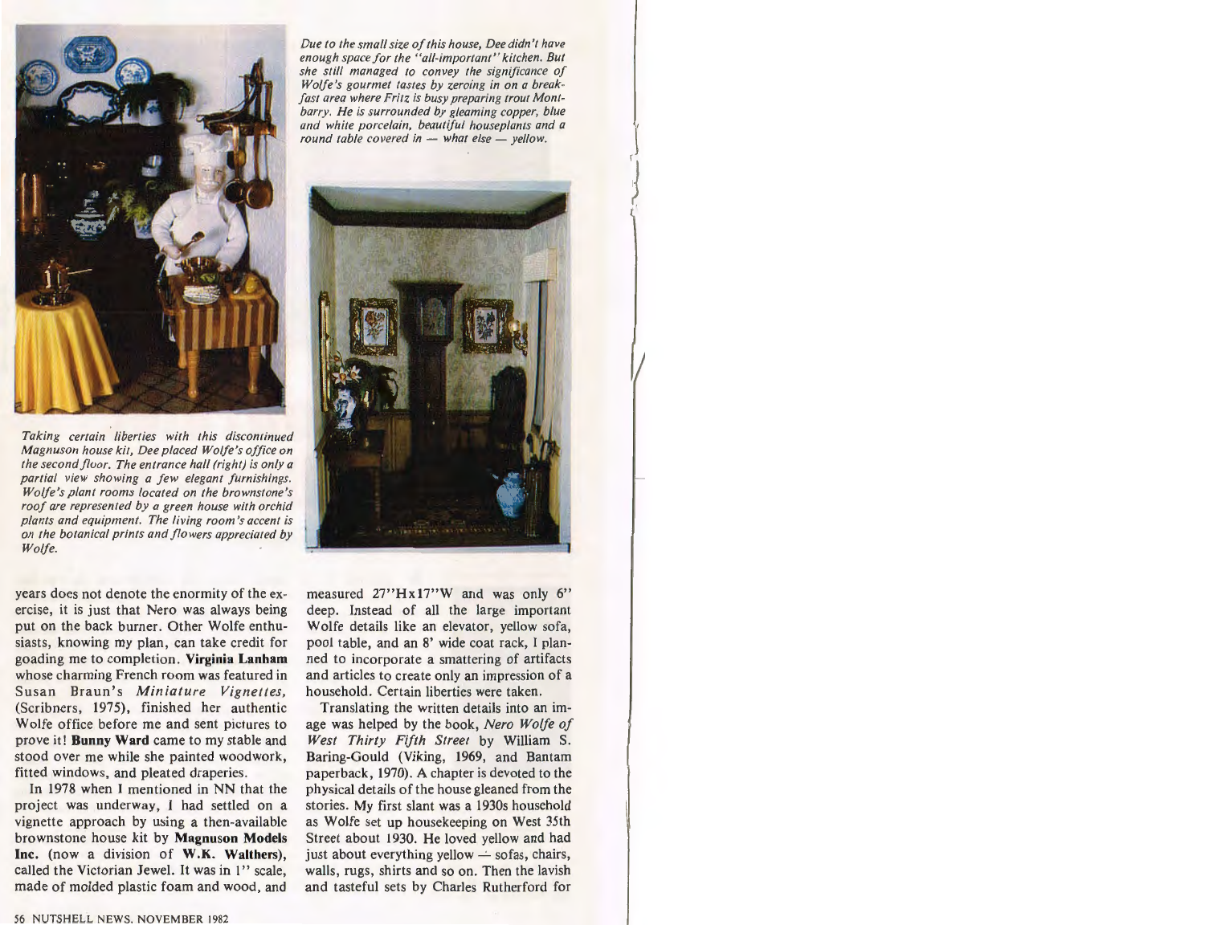*Due to the small size of this house, Dee didn't have enough space for the "all-important" kitchen. But she still managed to convey the significance of Wolfe's gourmet tastes by zeroing in on a breakfast area where Fritz is busy preparing trout Montbarry. He is surrounded by gleaming copper, blue and white porcelain, beautiful houseplants and a round table covered in — what else — yellow.*

*Taking certain liberties with this discontinued Magnuson house kit, Dee placed Wolfe's office on the second floor. The entrance hall (right) is only a partial view showing a few elegant furnishings. Wolfe's plant rooms located on the brownstone's roof are represented by a green house with orchid plants and equipment. The living room's accent is on the botanical prints and flowers appreciated by Wolfe.*

years does not denote the enormity of the exercise, it is just that Nero was always being put on the back burner. Other Wolfe enthusiasts, knowing my plan, can take credit for goading me to completion. **Virginia Lanham** whose charming French room was featured in Susan Braun's *Miniature Vignettes*, (Scribners, 1975), finished her authentic Wolfe office before me and sent pictures to prove it! **Bunny Ward** came to my stable and stood over me while she painted woodwork, fitted windows, and pleated draperies.

In 1978 when I mentioned in NN that the project was underway, I had settled on a vignette approach by using a then-available brownstone house kit by **Magnuson Models Inc.** (now a division of **W.K. Walthers**), called the Victorian Jewel. It was in 1" scale, made of molded plastic foam and wood, and measured 27"Hx17"W and was only 6" deep. Instead of all the large important Wolfe details like an elevator, yellow sofa, pool table, and an 8' wide coat rack, I planned to incorporate a smattering of artifacts and articles to create only an impression of a household. Certain liberties were taken.

Translating the written details into an image was helped by the book, *Nero Wolfe of West Thirty Fifth Street* by William S. Baring-Gould (Viking, 1969, and Bantam paperback, 1970). A chapter is devoted to the physical details of the house gleaned from the stories. My first slant was a 1930s household as Wolfe set up housekeeping on West 35th Street about 1930. He loved yellow and had just about everything yellow — sofas, chairs, walls, rugs, shirts and so on. Then the lavish and tasteful sets by Charles Rutherford for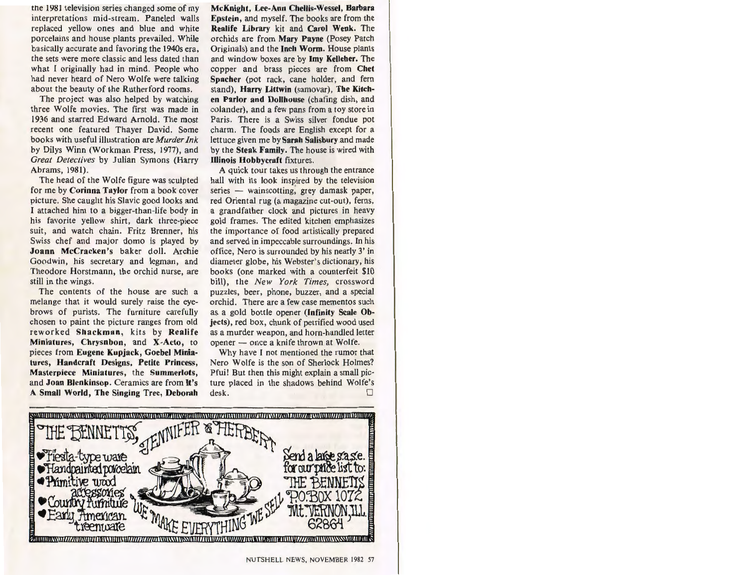the 1981 television series changed some of my interpretations mid-stream. Paneled walls replaced yellow ones and blue and white porcelains and house plants prevailed. While basically accurate and favoring the 1940s era, the sets were more classic and less dated than what I originally had in mind. People who had never heard of Nero Wolfe were talking about the beauty of the Rutherford rooms.

The project was also helped by watching three Wolfe movies. The first was made in 1936 and starred Edward Arnold. The most recent one featured Thayer David. Some books with useful illustration are *Murder Ink* by Dilys Winn (Workman Press, 1977), and *Great Detectives* by Julian Symons (Harry Abrams, 1981).

The head of the Wolfe figure was sculpted for me by **Corinna Taylor** from a book cover picture. She caught his Slavic good looks and I attached him to a bigger-than-life body in his favorite yellow shirt, dark three-piece suit, and watch chain. Fritz Brenner, his Swiss chef and major domo is played by **Joann McCracken's** baker doll. Archie Goodwin, his secretary and legman, and Theodore Horstmann, the orchid nurse, are still in the wings.

The contents of the house are such a melange that it would surely raise the eyebrows of purists. The furniture carefully chosen to paint the picture ranges from old reworked **Shackman**, kits by **Realife Miniatures, Chrysnbon**, and **X-Acto**, to pieces from **Eugene Kupjack, Goebel Miniatures, Handcraft Designs, Petite Princess, Masterpiece Miniatures**, the **Summerlots**, and **Joan Blenkinsop**. Ceramics are from **It's A Small World, The Singing Tree, Deborah McKnight, Lee-Ann Chellis-Wessel, Barbara Epstein**, and myself. The books are from the **Realife Library** kit and **Carol Wenk**. The orchids are from **Mary Payne** (Posey Patch Originals) and the **Inch Worm**. House plants and window boxes are by **Imy Kelleher**. The copper and brass pieces are from **Chet Spacher** (pot rack, cane holder, and fern stand), **Harry Littwin** (samovar), **The Kitchen Parlor and Dollhouse** (chafing dish, and colander), and a few pans from a toy store in Paris. There is a Swiss silver fondue pot charm. The foods are English except for a lettuce given me by **Sarah Salisbury** and made by the **Steak Family**. The house is wired with **Illinois Hobbycraft** fixtures.

A quick tour takes us through the entrance hall with its look inspired by the television series — wainscotting, grey damask paper, red Oriental rug (a magazine cut-out), ferns, a grandfather clock and pictures in heavy gold frames. The edited kitchen emphasizes the importance of food artistically prepared and served in impeccable surroundings. In his office, Nero is surrounded by his nearly 3' in diameter globe, his Webster's dictionary, his books (one marked with a counterfeit $10 bill), the *New York Times*, crossword puzzles, beer, phone, buzzer, and a special orchid. There are a few case mementos such as a gold bottle opener (**Infinity Scale Objects**), red box, chunk of petrified wood used as a murder weapon, and horn-handled letter opener — once a knife thrown at Wolfe.

Why have I not mentioned the rumor that Nero Wolfe is the son of Sherlock Holmes? Pfui! But then this might explain a small picture placed in the shadows behind Wolfe's desk. □

THE BENNETTS, JENNIFER & HERBERT

- Fiesta-type ware
- Handpainted porcelain
- Primitive wood accessories
- Country furniture
- Early American treenware

WE MAKE EVERYTHING WE SELL

Send a large s.a.s.e. for our price list to:
THE BENNETTS
P.O. BOX 1072
Mt. VERNON, ILL. 62864